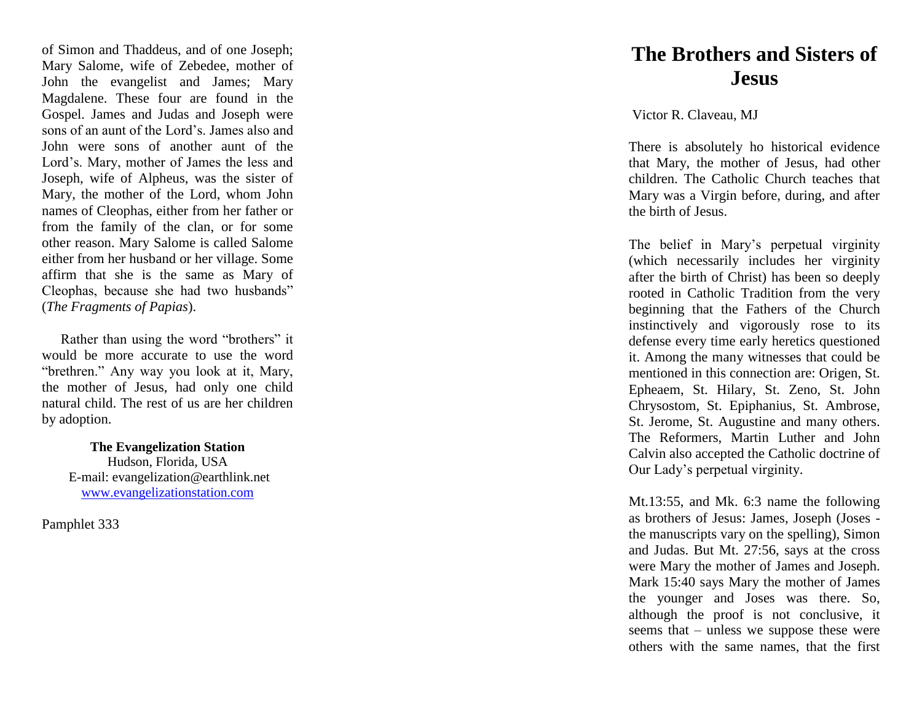of Simon and Thaddeus, and of one Joseph; Mary Salome, wife of Zebedee, mother of John the evangelist and James; Mary Magdalene. These four are found in the Gospel. James and Judas and Joseph were sons of an aunt of the Lord's. James also and John were sons of another aunt of the Lord's. Mary, mother of James the less and Joseph, wife of Alpheus, was the sister of Mary, the mother of the Lord, whom John names of Cleophas, either from her father or from the family of the clan, or for some other reason. Mary Salome is called Salome either from her husband or her village. Some affirm that she is the same as Mary of Cleophas, because she had two husbands" (*The Fragments of Papias*).

Rather than using the word "brothers" it would be more accurate to use the word "brethren." Any way you look at it, Mary, the mother of Jesus, had only one child natural child. The rest of us are her children by adoption.

**The Evangelization Station**
Hudson, Florida, USA
E-mail: evangelization@earthlink.net
www.evangelizationstation.com

Pamphlet 333

# The Brothers and Sisters of Jesus

Victor R. Claveau, MJ

There is absolutely ho historical evidence that Mary, the mother of Jesus, had other children. The Catholic Church teaches that Mary was a Virgin before, during, and after the birth of Jesus.

The belief in Mary's perpetual virginity (which necessarily includes her virginity after the birth of Christ) has been so deeply rooted in Catholic Tradition from the very beginning that the Fathers of the Church instinctively and vigorously rose to its defense every time early heretics questioned it. Among the many witnesses that could be mentioned in this connection are: Origen, St. Epheaem, St. Hilary, St. Zeno, St. John Chrysostom, St. Epiphanius, St. Ambrose, St. Jerome, St. Augustine and many others. The Reformers, Martin Luther and John Calvin also accepted the Catholic doctrine of Our Lady's perpetual virginity.

Mt.13:55, and Mk. 6:3 name the following as brothers of Jesus: James, Joseph (Joses - the manuscripts vary on the spelling), Simon and Judas. But Mt. 27:56, says at the cross were Mary the mother of James and Joseph. Mark 15:40 says Mary the mother of James the younger and Joses was there. So, although the proof is not conclusive, it seems that – unless we suppose these were others with the same names, that the first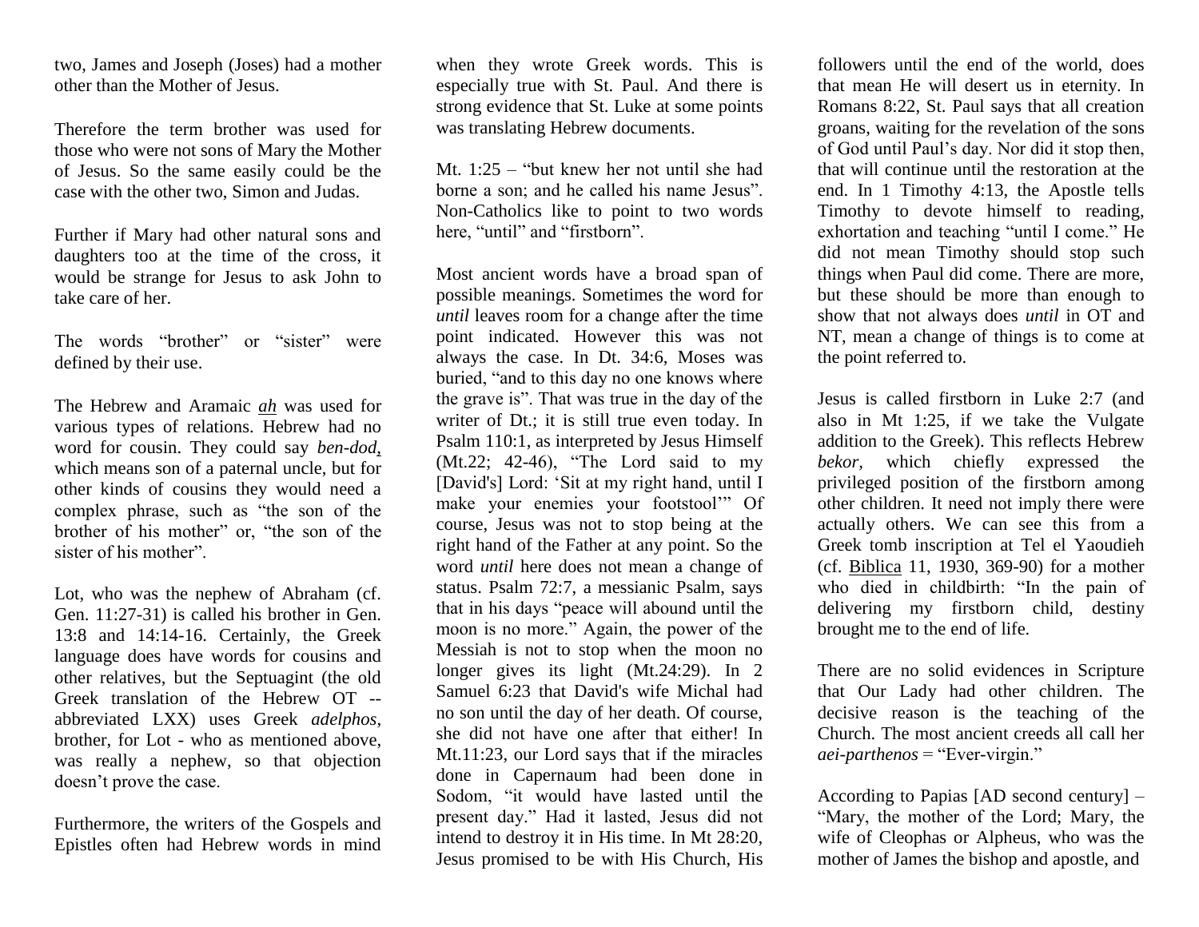two, James and Joseph (Joses) had a mother other than the Mother of Jesus.

Therefore the term brother was used for those who were not sons of Mary the Mother of Jesus. So the same easily could be the case with the other two, Simon and Judas.

Further if Mary had other natural sons and daughters too at the time of the cross, it would be strange for Jesus to ask John to take care of her.

The words "brother" or "sister" were defined by their use.

The Hebrew and Aramaic *ah* was used for various types of relations. Hebrew had no word for cousin. They could say *ben-dod*, which means son of a paternal uncle, but for other kinds of cousins they would need a complex phrase, such as "the son of the brother of his mother" or, "the son of the sister of his mother".

Lot, who was the nephew of Abraham (cf. Gen. 11:27-31) is called his brother in Gen. 13:8 and 14:14-16. Certainly, the Greek language does have words for cousins and other relatives, but the Septuagint (the old Greek translation of the Hebrew OT -- abbreviated LXX) uses Greek *adelphos*, brother, for Lot - who as mentioned above, was really a nephew, so that objection doesn't prove the case.

Furthermore, the writers of the Gospels and Epistles often had Hebrew words in mind when they wrote Greek words. This is especially true with St. Paul. And there is strong evidence that St. Luke at some points was translating Hebrew documents.

Mt. 1:25 – "but knew her not until she had borne a son; and he called his name Jesus". Non-Catholics like to point to two words here, "until" and "firstborn".

Most ancient words have a broad span of possible meanings. Sometimes the word for *until* leaves room for a change after the time point indicated. However this was not always the case. In Dt. 34:6, Moses was buried, "and to this day no one knows where the grave is". That was true in the day of the writer of Dt.; it is still true even today. In Psalm 110:1, as interpreted by Jesus Himself (Mt.22; 42-46), "The Lord said to my [David's] Lord: 'Sit at my right hand, until I make your enemies your footstool'" Of course, Jesus was not to stop being at the right hand of the Father at any point. So the word *until* here does not mean a change of status. Psalm 72:7, a messianic Psalm, says that in his days "peace will abound until the moon is no more." Again, the power of the Messiah is not to stop when the moon no longer gives its light (Mt.24:29). In 2 Samuel 6:23 that David's wife Michal had no son until the day of her death. Of course, she did not have one after that either! In Mt.11:23, our Lord says that if the miracles done in Capernaum had been done in Sodom, "it would have lasted until the present day." Had it lasted, Jesus did not intend to destroy it in His time. In Mt 28:20, Jesus promised to be with His Church, His followers until the end of the world, does that mean He will desert us in eternity. In Romans 8:22, St. Paul says that all creation groans, waiting for the revelation of the sons of God until Paul's day. Nor did it stop then, that will continue until the restoration at the end. In 1 Timothy 4:13, the Apostle tells Timothy to devote himself to reading, exhortation and teaching "until I come." He did not mean Timothy should stop such things when Paul did come. There are more, but these should be more than enough to show that not always does *until* in OT and NT, mean a change of things is to come at the point referred to.

Jesus is called firstborn in Luke 2:7 (and also in Mt 1:25, if we take the Vulgate addition to the Greek). This reflects Hebrew *bekor*, which chiefly expressed the privileged position of the firstborn among other children. It need not imply there were actually others. We can see this from a Greek tomb inscription at Tel el Yaoudieh (cf. Biblica 11, 1930, 369-90) for a mother who died in childbirth: "In the pain of delivering my firstborn child, destiny brought me to the end of life.

There are no solid evidences in Scripture that Our Lady had other children. The decisive reason is the teaching of the Church. The most ancient creeds all call her *aei-parthenos* = "Ever-virgin."

According to Papias [AD second century] – "Mary, the mother of the Lord; Mary, the wife of Cleophas or Alpheus, who was the mother of James the bishop and apostle, and